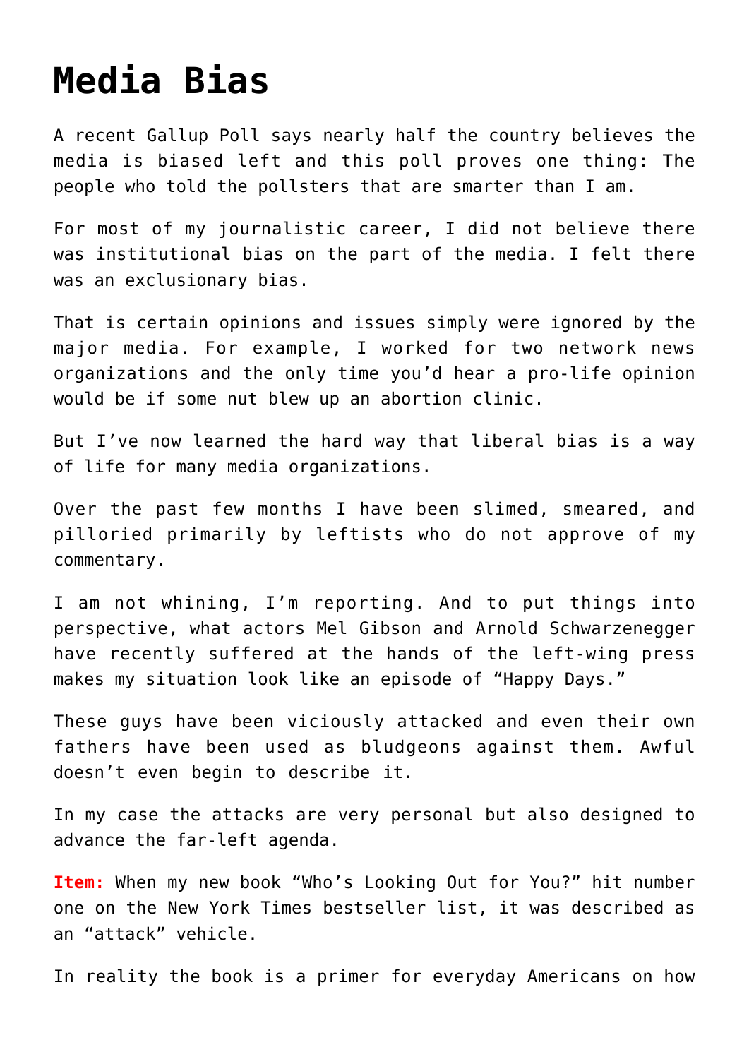# Media Bias

A recent Gallup Poll says nearly half the country believes the media is biased left and this poll proves one thing: The people who told the pollsters that are smarter than I am.

For most of my journalistic career, I did not believe there was institutional bias on the part of the media. I felt there was an exclusionary bias.

That is certain opinions and issues simply were ignored by the major media. For example, I worked for two network news organizations and the only time you'd hear a pro-life opinion would be if some nut blew up an abortion clinic.

But I've now learned the hard way that liberal bias is a way of life for many media organizations.

Over the past few months I have been slimed, smeared, and pilloried primarily by leftists who do not approve of my commentary.

I am not whining, I'm reporting. And to put things into perspective, what actors Mel Gibson and Arnold Schwarzenegger have recently suffered at the hands of the left-wing press makes my situation look like an episode of "Happy Days."

These guys have been viciously attacked and even their own fathers have been used as bludgeons against them. Awful doesn't even begin to describe it.

In my case the attacks are very personal but also designed to advance the far-left agenda.

**Item:** When my new book "Who's Looking Out for You?" hit number one on the New York Times bestseller list, it was described as an "attack" vehicle.

In reality the book is a primer for everyday Americans on how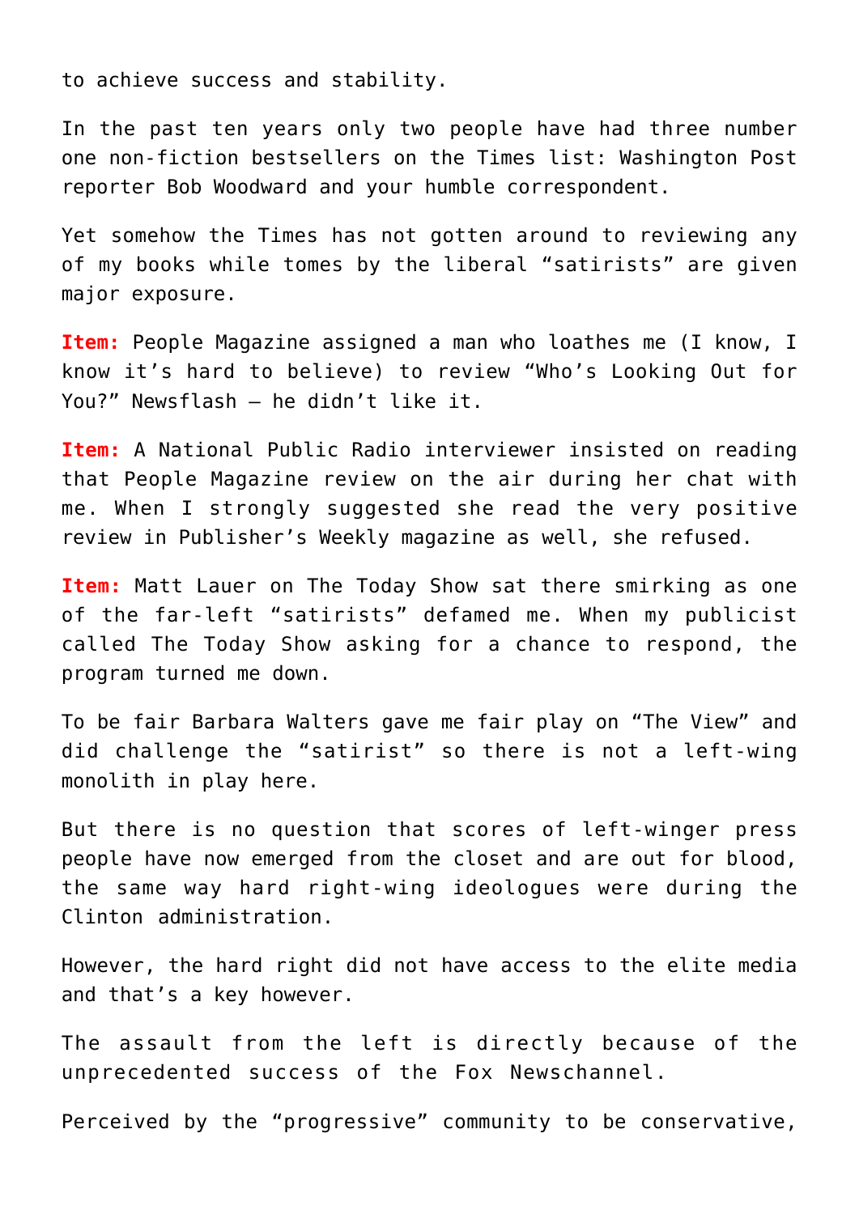to achieve success and stability.

In the past ten years only two people have had three number one non-fiction bestsellers on the Times list: Washington Post reporter Bob Woodward and your humble correspondent.

Yet somehow the Times has not gotten around to reviewing any of my books while tomes by the liberal "satirists" are given major exposure.

**Item:** People Magazine assigned a man who loathes me (I know, I know it's hard to believe) to review "Who's Looking Out for You?" Newsflash – he didn't like it.

**Item:** A National Public Radio interviewer insisted on reading that People Magazine review on the air during her chat with me. When I strongly suggested she read the very positive review in Publisher's Weekly magazine as well, she refused.

**Item:** Matt Lauer on The Today Show sat there smirking as one of the far-left "satirists" defamed me. When my publicist called The Today Show asking for a chance to respond, the program turned me down.

To be fair Barbara Walters gave me fair play on "The View" and did challenge the "satirist" so there is not a left-wing monolith in play here.

But there is no question that scores of left-winger press people have now emerged from the closet and are out for blood, the same way hard right-wing ideologues were during the Clinton administration.

However, the hard right did not have access to the elite media and that's a key however.

The assault from the left is directly because of the unprecedented success of the Fox Newschannel.

Perceived by the "progressive" community to be conservative,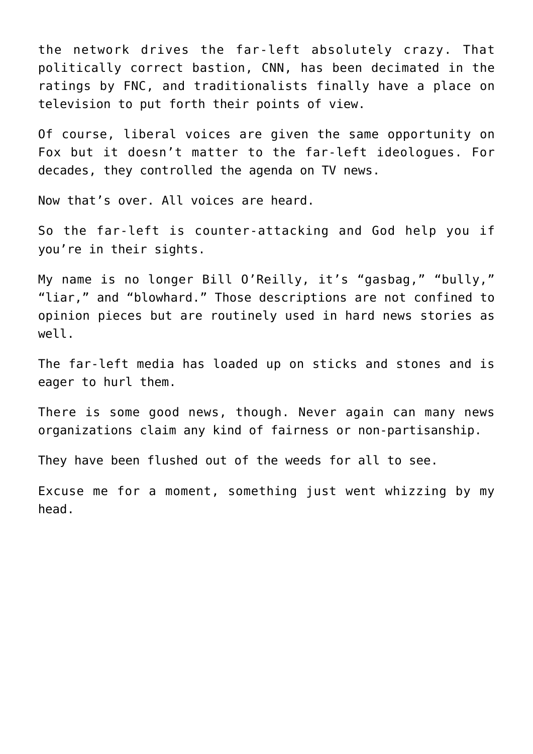the network drives the far-left absolutely crazy. That politically correct bastion, CNN, has been decimated in the ratings by FNC, and traditionalists finally have a place on television to put forth their points of view.

Of course, liberal voices are given the same opportunity on Fox but it doesn't matter to the far-left ideologues. For decades, they controlled the agenda on TV news.

Now that's over. All voices are heard.

So the far-left is counter-attacking and God help you if you're in their sights.

My name is no longer Bill O'Reilly, it's "gasbag," "bully," "liar," and "blowhard." Those descriptions are not confined to opinion pieces but are routinely used in hard news stories as well.

The far-left media has loaded up on sticks and stones and is eager to hurl them.

There is some good news, though. Never again can many news organizations claim any kind of fairness or non-partisanship.

They have been flushed out of the weeds for all to see.

Excuse me for a moment, something just went whizzing by my head.